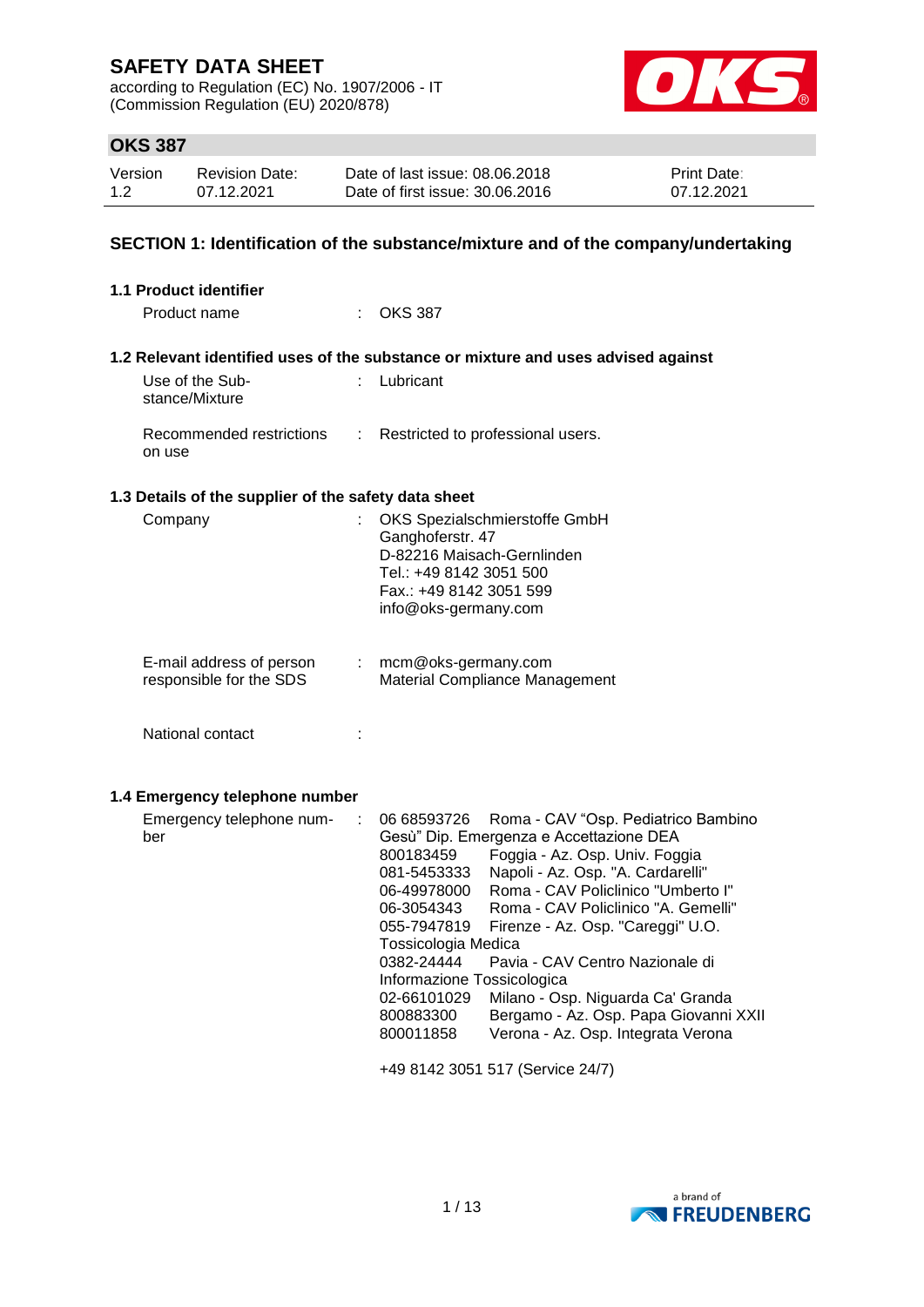# SAFETY DATA SHEET

according to Regulation (EC) No. 1907/2006 - IT
(Commission Regulation (EU) 2020/878)

## OKS 387

| Version | Revision Date: | Date of last issue: 08.06.2018 | Print Date: |
|---|---|---|---|
| 1.2 | 07.12.2021 | Date of first issue: 30.06.2016 | 07.12.2021 |

## SECTION 1: Identification of the substance/mixture and of the company/undertaking

### 1.1 Product identifier

Product name : OKS 387

### 1.2 Relevant identified uses of the substance or mixture and uses advised against

Use of the Substance/Mixture : Lubricant

Recommended restrictions on use : Restricted to professional users.

### 1.3 Details of the supplier of the safety data sheet

Company : OKS Spezialschmierstoffe GmbH
Ganghoferstr. 47
D-82216 Maisach-Gernlinden
Tel.: +49 8142 3051 500
Fax.: +49 8142 3051 599
info@oks-germany.com

E-mail address of person responsible for the SDS : mcm@oks-germany.com
Material Compliance Management

National contact :

### 1.4 Emergency telephone number

Emergency telephone number :

| | |
|---|---|
| 06 68593726 | Roma - CAV "Osp. Pediatrico Bambino Gesù" Dip. Emergenza e Accettazione DEA |
| 800183459 | Foggia - Az. Osp. Univ. Foggia |
| 081-5453333 | Napoli - Az. Osp. "A. Cardarelli" |
| 06-49978000 | Roma - CAV Policlinico "Umberto I" |
| 06-3054343 | Roma - CAV Policlinico "A. Gemelli" |
| 055-7947819 | Firenze - Az. Osp. "Careggi" U.O. Tossicologia Medica |
| 0382-24444 | Pavia - CAV Centro Nazionale di Informazione Tossicologica |
| 02-66101029 | Milano - Osp. Niguarda Ca' Granda |
| 800883300 | Bergamo - Az. Osp. Papa Giovanni XXII |
| 800011858 | Verona - Az. Osp. Integrata Verona |

+49 8142 3051 517 (Service 24/7)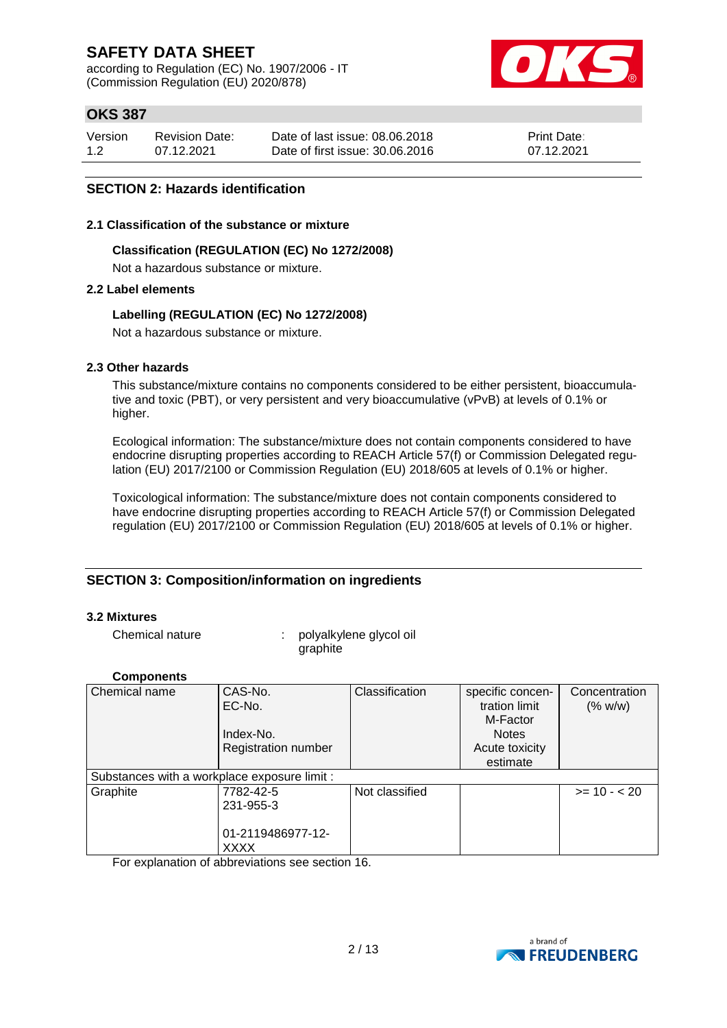## SECTION 2: Hazards identification

### 2.1 Classification of the substance or mixture

**Classification (REGULATION (EC) No 1272/2008)**

Not a hazardous substance or mixture.

### 2.2 Label elements

**Labelling (REGULATION (EC) No 1272/2008)**

Not a hazardous substance or mixture.

### 2.3 Other hazards

This substance/mixture contains no components considered to be either persistent, bioaccumulative and toxic (PBT), or very persistent and very bioaccumulative (vPvB) at levels of 0.1% or higher.

Ecological information: The substance/mixture does not contain components considered to have endocrine disrupting properties according to REACH Article 57(f) or Commission Delegated regulation (EU) 2017/2100 or Commission Regulation (EU) 2018/605 at levels of 0.1% or higher.

Toxicological information: The substance/mixture does not contain components considered to have endocrine disrupting properties according to REACH Article 57(f) or Commission Delegated regulation (EU) 2017/2100 or Commission Regulation (EU) 2018/605 at levels of 0.1% or higher.

## SECTION 3: Composition/information on ingredients

### 3.2 Mixtures

Chemical nature : polyalkylene glycol oil
graphite

**Components**

| Chemical name | CAS-No.<br>EC-No.<br>Index-No.<br>Registration number | Classification | specific concentration limit<br>M-Factor<br>Notes<br>Acute toxicity estimate | Concentration (% w/w) |
|---|---|---|---|---|
| Substances with a workplace exposure limit : | | | | |
| Graphite | 7782-42-5<br>231-955-3<br><br>01-2119486977-12-XXXX | Not classified | | >= 10 - < 20 |

For explanation of abbreviations see section 16.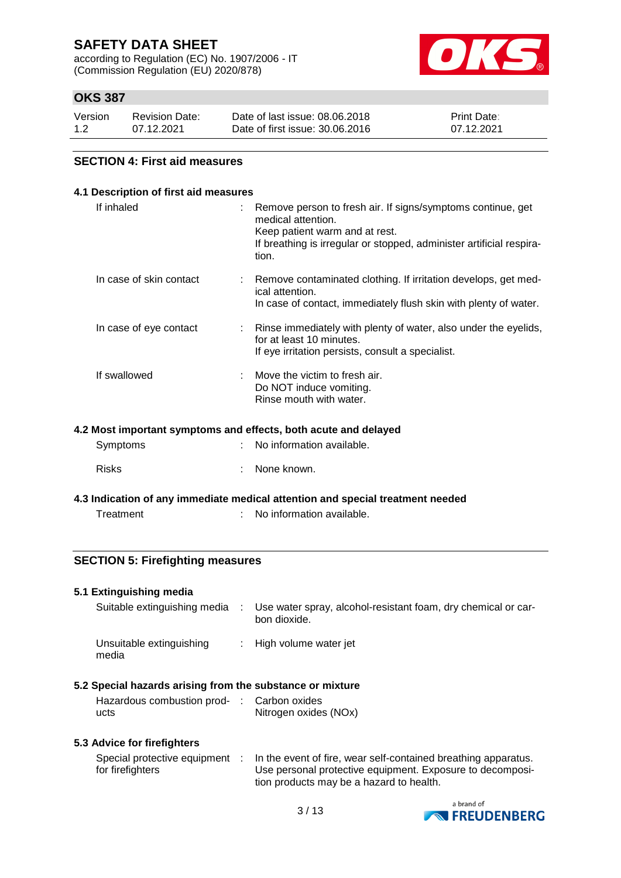## SECTION 4: First aid measures

### 4.1 Description of first aid measures

| | |
|---|---|
| If inhaled | Remove person to fresh air. If signs/symptoms continue, get medical attention.<br>Keep patient warm and at rest.<br>If breathing is irregular or stopped, administer artificial respiration. |
| In case of skin contact | Remove contaminated clothing. If irritation develops, get medical attention.<br>In case of contact, immediately flush skin with plenty of water. |
| In case of eye contact | Rinse immediately with plenty of water, also under the eyelids, for at least 10 minutes.<br>If eye irritation persists, consult a specialist. |
| If swallowed | Move the victim to fresh air.<br>Do NOT induce vomiting.<br>Rinse mouth with water. |

### 4.2 Most important symptoms and effects, both acute and delayed

| | |
|---|---|
| Symptoms | No information available. |
| Risks | None known. |

### 4.3 Indication of any immediate medical attention and special treatment needed

| | |
|---|---|
| Treatment | No information available. |

## SECTION 5: Firefighting measures

### 5.1 Extinguishing media

| | |
|---|---|
| Suitable extinguishing media | Use water spray, alcohol-resistant foam, dry chemical or carbon dioxide. |
| Unsuitable extinguishing media | High volume water jet |

### 5.2 Special hazards arising from the substance or mixture

| | |
|---|---|
| Hazardous combustion products | Carbon oxides<br>Nitrogen oxides (NOx) |

### 5.3 Advice for firefighters

| | |
|---|---|
| Special protective equipment for firefighters | In the event of fire, wear self-contained breathing apparatus.<br>Use personal protective equipment. Exposure to decomposition products may be a hazard to health. |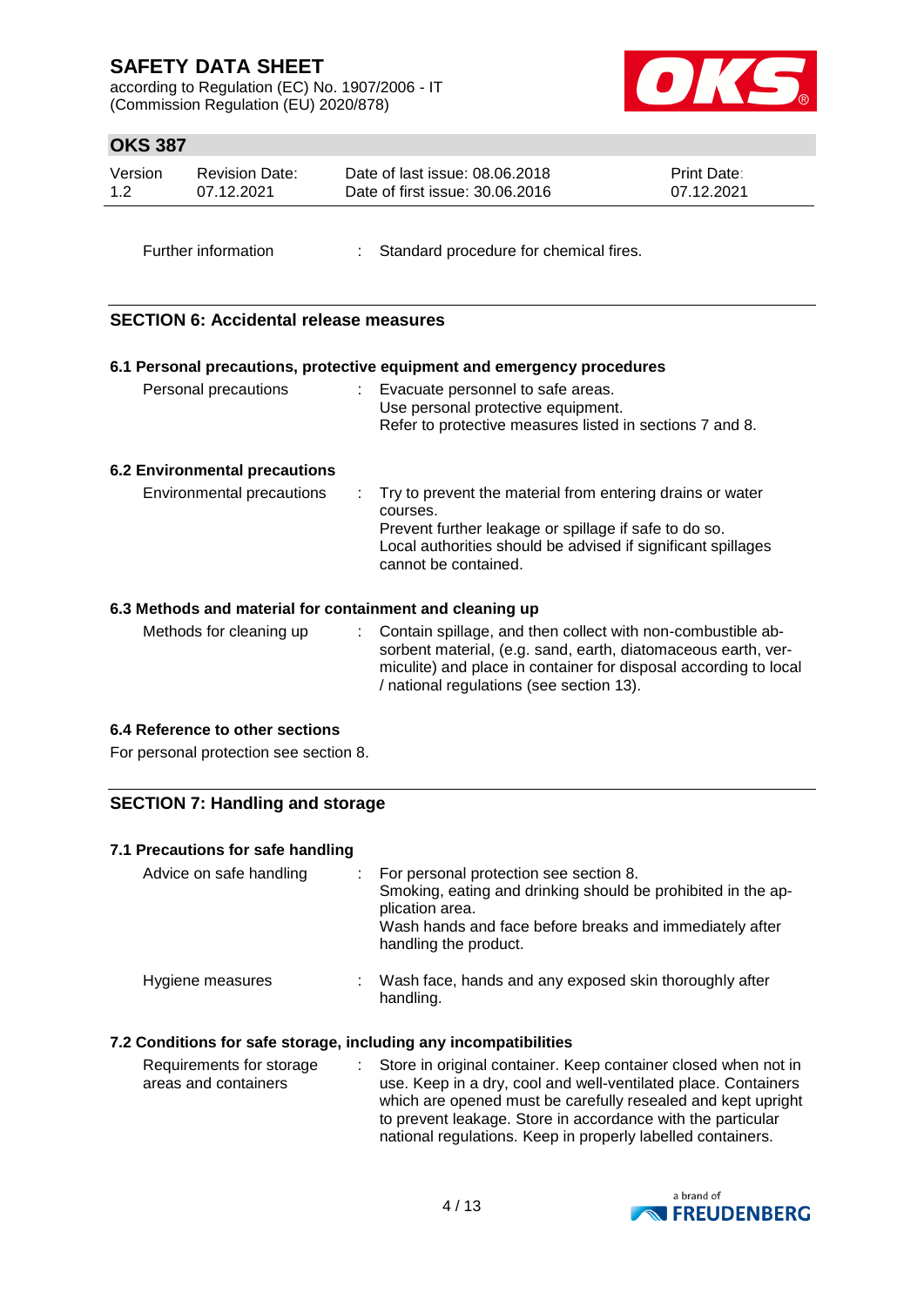Further information : Standard procedure for chemical fires.

## SECTION 6: Accidental release measures

### 6.1 Personal precautions, protective equipment and emergency procedures

Personal precautions : Evacuate personnel to safe areas.
Use personal protective equipment.
Refer to protective measures listed in sections 7 and 8.

### 6.2 Environmental precautions

Environmental precautions : Try to prevent the material from entering drains or water courses.
Prevent further leakage or spillage if safe to do so.
Local authorities should be advised if significant spillages cannot be contained.

### 6.3 Methods and material for containment and cleaning up

Methods for cleaning up : Contain spillage, and then collect with non-combustible absorbent material, (e.g. sand, earth, diatomaceous earth, vermiculite) and place in container for disposal according to local / national regulations (see section 13).

### 6.4 Reference to other sections

For personal protection see section 8.

## SECTION 7: Handling and storage

### 7.1 Precautions for safe handling

Advice on safe handling : For personal protection see section 8.
Smoking, eating and drinking should be prohibited in the application area.
Wash hands and face before breaks and immediately after handling the product.

Hygiene measures : Wash face, hands and any exposed skin thoroughly after handling.

### 7.2 Conditions for safe storage, including any incompatibilities

Requirements for storage areas and containers : Store in original container. Keep container closed when not in use. Keep in a dry, cool and well-ventilated place. Containers which are opened must be carefully resealed and kept upright to prevent leakage. Store in accordance with the particular national regulations. Keep in properly labelled containers.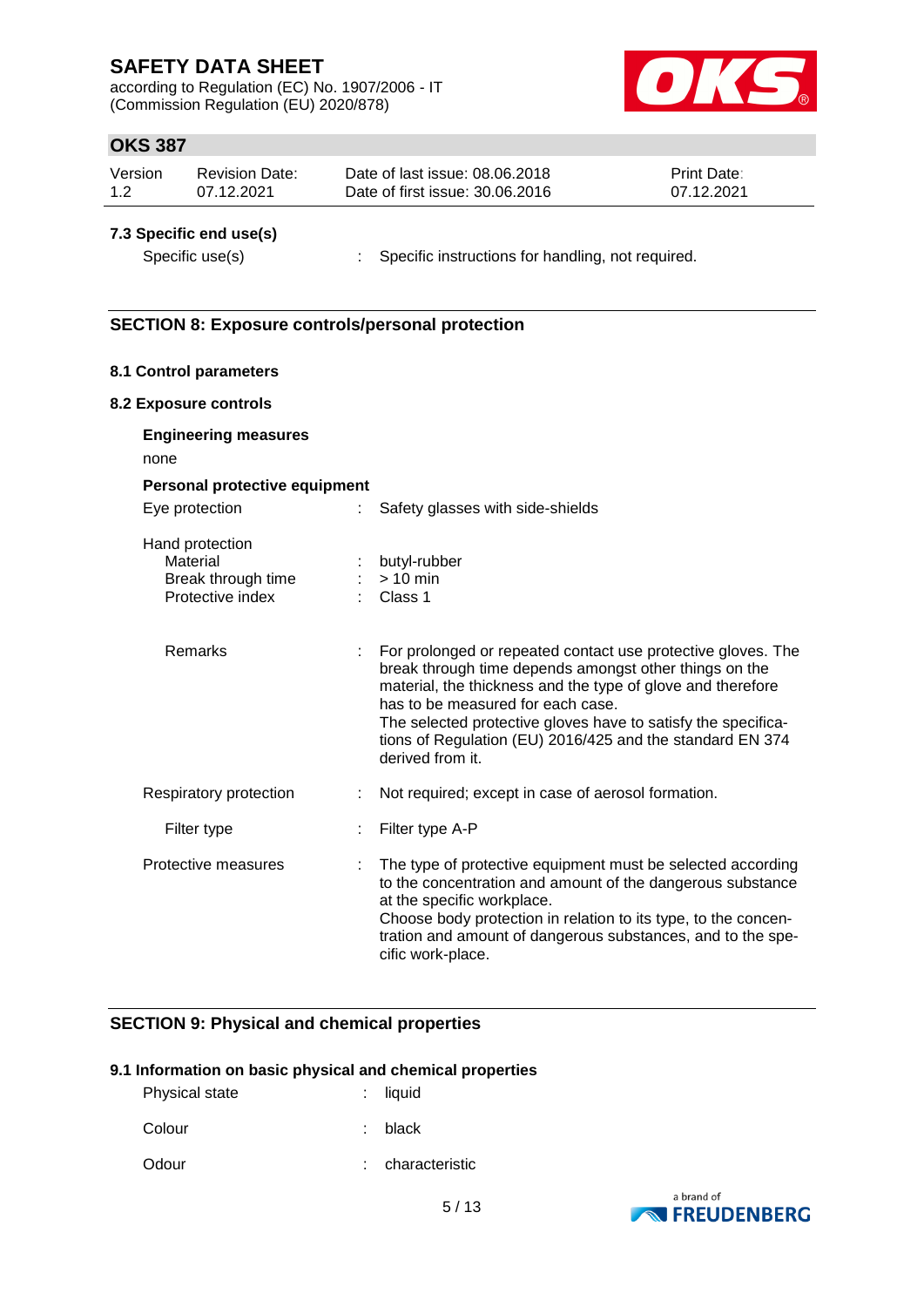### 7.3 Specific end use(s)

Specific use(s) : Specific instructions for handling, not required.

## SECTION 8: Exposure controls/personal protection

### 8.1 Control parameters

### 8.2 Exposure controls

**Engineering measures**

none

**Personal protective equipment**

Eye protection : Safety glasses with side-shields

Hand protection
- Material : butyl-rubber
- Break through time : > 10 min
- Protective index : Class 1

Remarks : For prolonged or repeated contact use protective gloves. The break through time depends amongst other things on the material, the thickness and the type of glove and therefore has to be measured for each case.
The selected protective gloves have to satisfy the specifications of Regulation (EU) 2016/425 and the standard EN 374 derived from it.

Respiratory protection : Not required; except in case of aerosol formation.

Filter type : Filter type A-P

Protective measures : The type of protective equipment must be selected according to the concentration and amount of the dangerous substance at the specific workplace.
Choose body protection in relation to its type, to the concentration and amount of dangerous substances, and to the specific work-place.

## SECTION 9: Physical and chemical properties

### 9.1 Information on basic physical and chemical properties

Physical state : liquid

Colour : black

Odour : characteristic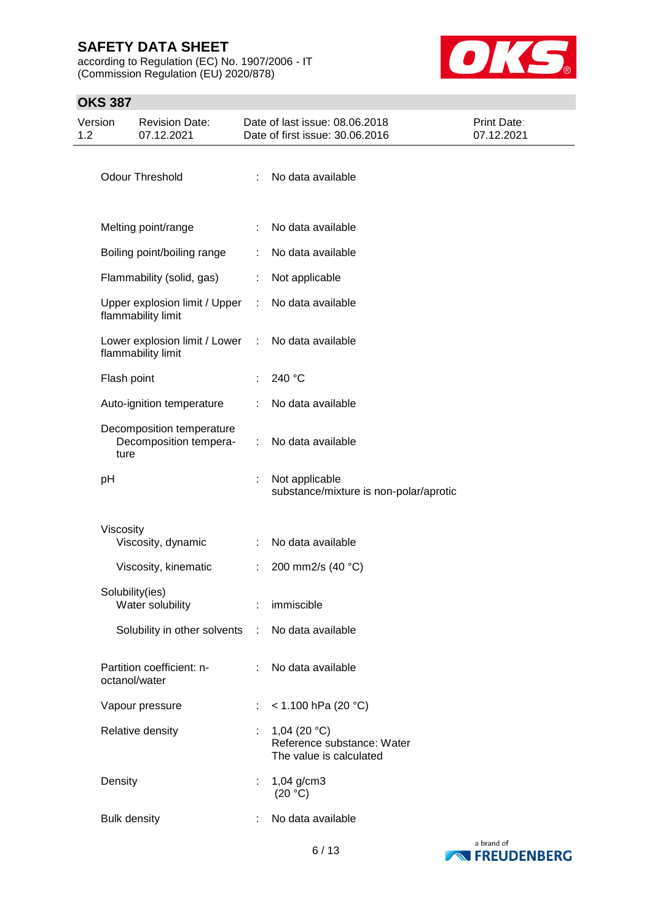| | | |
|---|---|---|
| Odour Threshold | : | No data available |
| Melting point/range | : | No data available |
| Boiling point/boiling range | : | No data available |
| Flammability (solid, gas) | : | Not applicable |
| Upper explosion limit / Upper flammability limit | : | No data available |
| Lower explosion limit / Lower flammability limit | : | No data available |
| Flash point | : | 240 °C |
| Auto-ignition temperature | : | No data available |
| Decomposition temperature | | |
| Decomposition temperature | : | No data available |
| pH | : | Not applicable<br>substance/mixture is non-polar/aprotic |
| Viscosity | | |
| Viscosity, dynamic | : | No data available |
| Viscosity, kinematic | : | 200 mm2/s (40 °C) |
| Solubility(ies) | | |
| Water solubility | : | immiscible |
| Solubility in other solvents | : | No data available |
| Partition coefficient: n-octanol/water | : | No data available |
| Vapour pressure | : | < 1.100 hPa (20 °C) |
| Relative density | : | 1,04 (20 °C)<br>Reference substance: Water<br>The value is calculated |
| Density | : | 1,04 g/cm3<br>(20 °C) |
| Bulk density | : | No data available |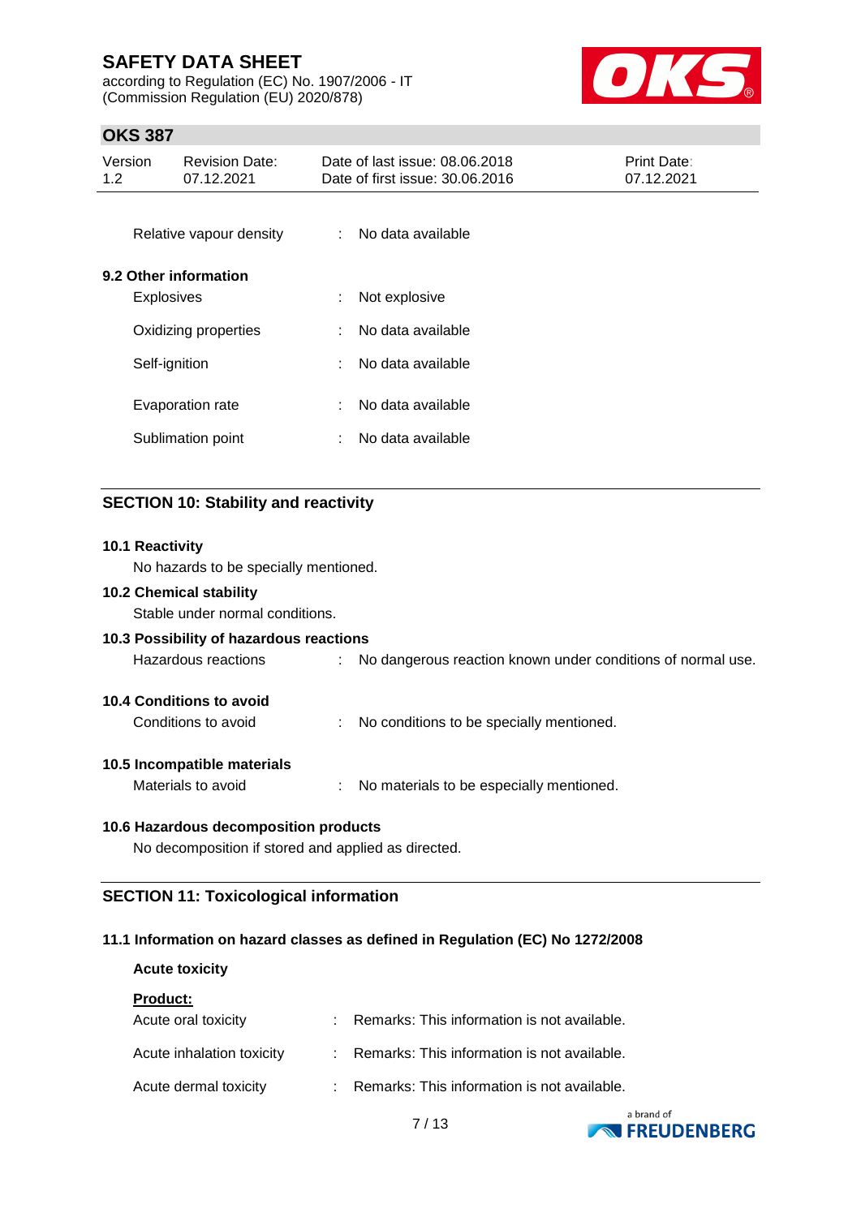| | | |
|---|---|---|
| Relative vapour density | : | No data available |

**9.2 Other information**

| | | |
|---|---|---|
| Explosives | : | Not explosive |
| Oxidizing properties | : | No data available |
| Self-ignition | : | No data available |
| Evaporation rate | : | No data available |
| Sublimation point | : | No data available |

## SECTION 10: Stability and reactivity

**10.1 Reactivity**

No hazards to be specially mentioned.

**10.2 Chemical stability**

Stable under normal conditions.

**10.3 Possibility of hazardous reactions**

| | | |
|---|---|---|
| Hazardous reactions | : | No dangerous reaction known under conditions of normal use. |

**10.4 Conditions to avoid**

| | | |
|---|---|---|
| Conditions to avoid | : | No conditions to be specially mentioned. |

**10.5 Incompatible materials**

| | | |
|---|---|---|
| Materials to avoid | : | No materials to be especially mentioned. |

**10.6 Hazardous decomposition products**

No decomposition if stored and applied as directed.

## SECTION 11: Toxicological information

**11.1 Information on hazard classes as defined in Regulation (EC) No 1272/2008**

**Acute toxicity**

**Product:**

| | | |
|---|---|---|
| Acute oral toxicity | : | Remarks: This information is not available. |
| Acute inhalation toxicity | : | Remarks: This information is not available. |
| Acute dermal toxicity | : | Remarks: This information is not available. |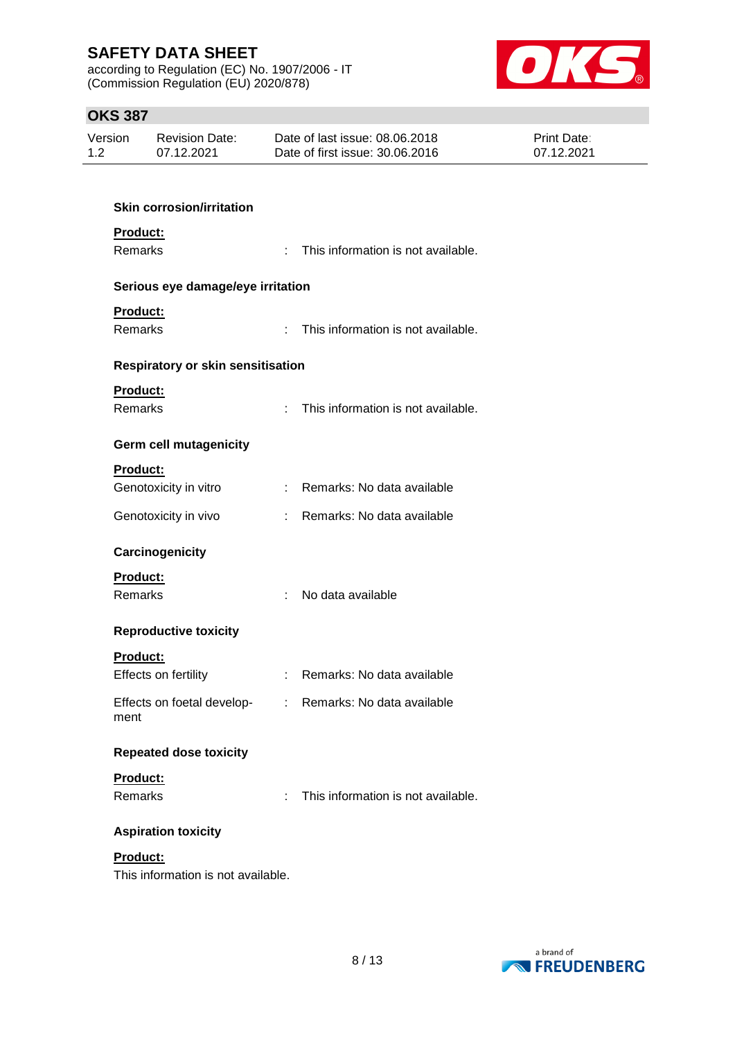**Skin corrosion/irritation**

**Product:**

| | | |
|---|---|---|
| Remarks | : | This information is not available. |

**Serious eye damage/eye irritation**

**Product:**

| | | |
|---|---|---|
| Remarks | : | This information is not available. |

**Respiratory or skin sensitisation**

**Product:**

| | | |
|---|---|---|
| Remarks | : | This information is not available. |

**Germ cell mutagenicity**

**Product:**

| | | |
|---|---|---|
| Genotoxicity in vitro | : | Remarks: No data available |
| Genotoxicity in vivo | : | Remarks: No data available |

**Carcinogenicity**

**Product:**

| | | |
|---|---|---|
| Remarks | : | No data available |

**Reproductive toxicity**

**Product:**

| | | |
|---|---|---|
| Effects on fertility | : | Remarks: No data available |
| Effects on foetal development | : | Remarks: No data available |

**Repeated dose toxicity**

**Product:**

| | | |
|---|---|---|
| Remarks | : | This information is not available. |

**Aspiration toxicity**

**Product:**

This information is not available.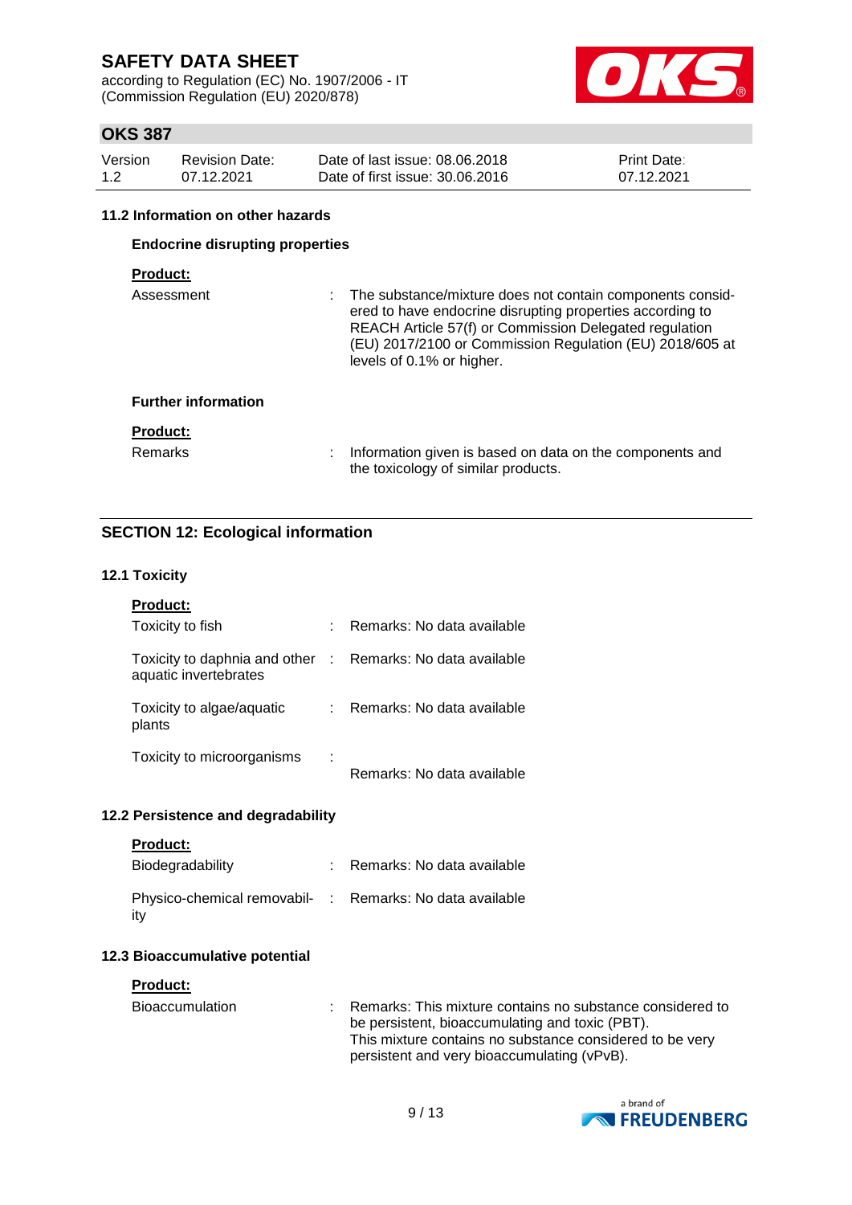### 11.2 Information on other hazards

**Endocrine disrupting properties**

**Product:**

| | |
|---|---|
| Assessment | : The substance/mixture does not contain components considered to have endocrine disrupting properties according to REACH Article 57(f) or Commission Delegated regulation (EU) 2017/2100 or Commission Regulation (EU) 2018/605 at levels of 0.1% or higher. |

**Further information**

**Product:**

| | |
|---|---|
| Remarks | : Information given is based on data on the components and the toxicology of similar products. |

## SECTION 12: Ecological information

### 12.1 Toxicity

**Product:**

| | |
|---|---|
| Toxicity to fish | : Remarks: No data available |
| Toxicity to daphnia and other aquatic invertebrates | : Remarks: No data available |
| Toxicity to algae/aquatic plants | : Remarks: No data available |
| Toxicity to microorganisms | : Remarks: No data available |

### 12.2 Persistence and degradability

**Product:**

| | |
|---|---|
| Biodegradability | : Remarks: No data available |
| Physico-chemical removability | : Remarks: No data available |

### 12.3 Bioaccumulative potential

**Product:**

| | |
|---|---|
| Bioaccumulation | : Remarks: This mixture contains no substance considered to be persistent, bioaccumulating and toxic (PBT). This mixture contains no substance considered to be very persistent and very bioaccumulating (vPvB). |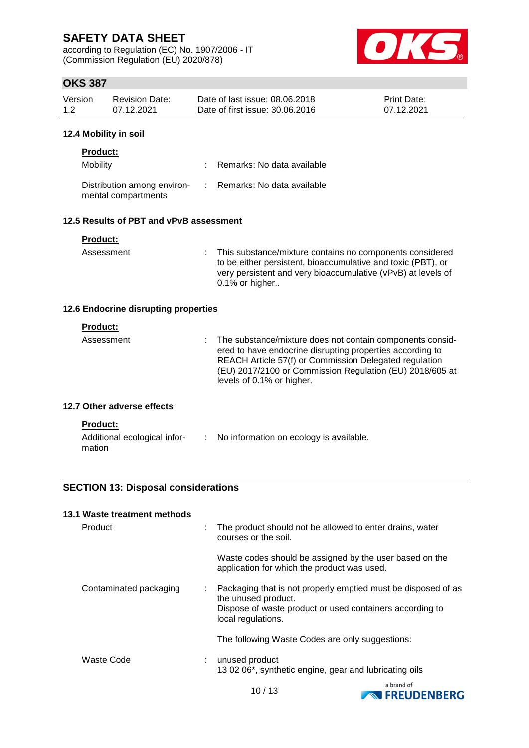### 12.4 Mobility in soil

**Product:**

| | | |
|---|---|---|
| Mobility | : | Remarks: No data available |
| Distribution among environmental compartments | : | Remarks: No data available |

### 12.5 Results of PBT and vPvB assessment

**Product:**

| | | |
|---|---|---|
| Assessment | : | This substance/mixture contains no components considered to be either persistent, bioaccumulative and toxic (PBT), or very persistent and very bioaccumulative (vPvB) at levels of 0.1% or higher.. |

### 12.6 Endocrine disrupting properties

**Product:**

| | | |
|---|---|---|
| Assessment | : | The substance/mixture does not contain components considered to have endocrine disrupting properties according to REACH Article 57(f) or Commission Delegated regulation (EU) 2017/2100 or Commission Regulation (EU) 2018/605 at levels of 0.1% or higher. |

### 12.7 Other adverse effects

**Product:**

| | | |
|---|---|---|
| Additional ecological information | : | No information on ecology is available. |

## SECTION 13: Disposal considerations

### 13.1 Waste treatment methods

| | | |
|---|---|---|
| Product | : | The product should not be allowed to enter drains, water courses or the soil.<br><br>Waste codes should be assigned by the user based on the application for which the product was used. |
| Contaminated packaging | : | Packaging that is not properly emptied must be disposed of as the unused product.<br>Dispose of waste product or used containers according to local regulations.<br><br>The following Waste Codes are only suggestions: |
| Waste Code | : | unused product<br>13 02 06*, synthetic engine, gear and lubricating oils |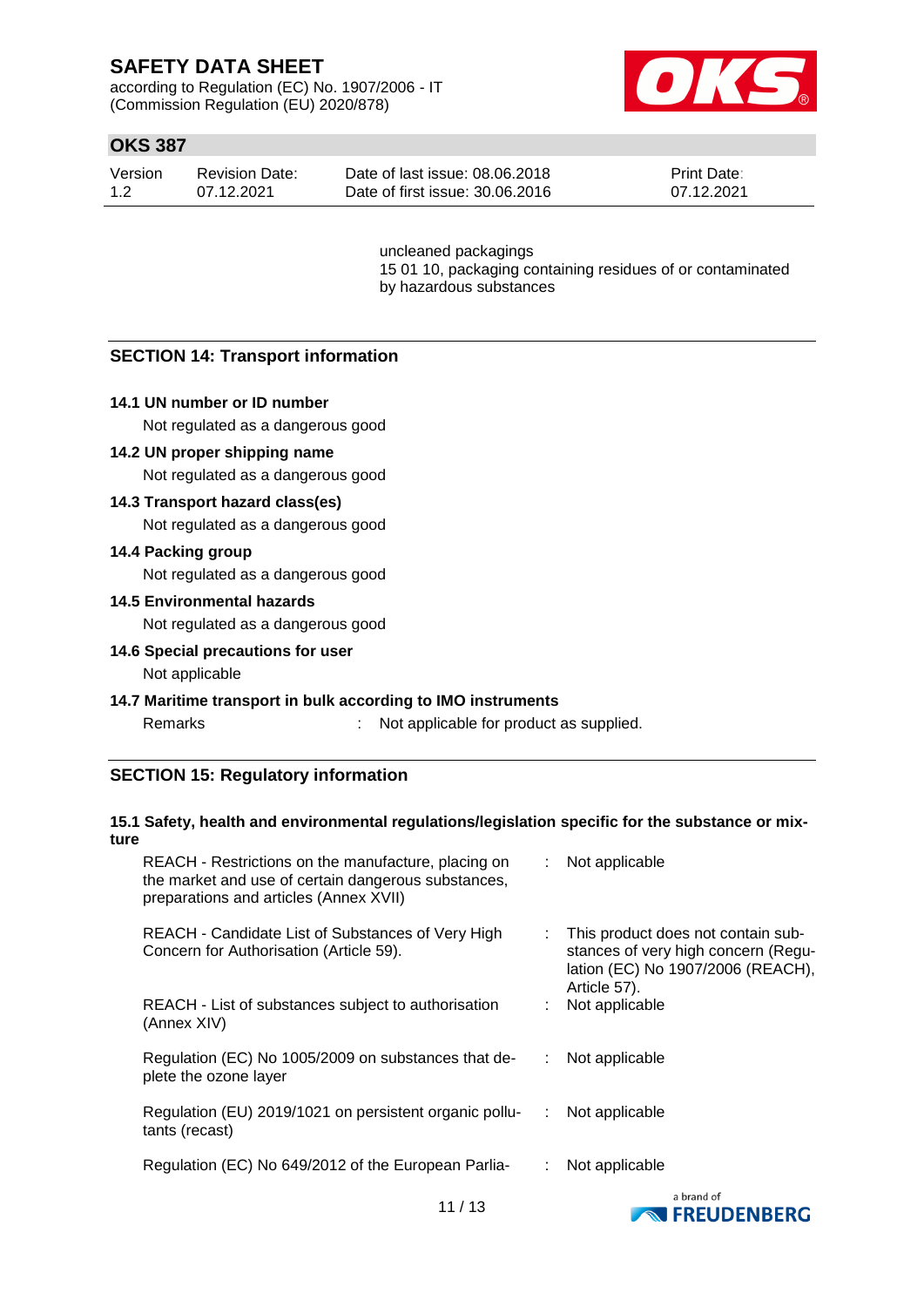uncleaned packagings
15 01 10, packaging containing residues of or contaminated by hazardous substances

## SECTION 14: Transport information

### 14.1 UN number or ID number

Not regulated as a dangerous good

### 14.2 UN proper shipping name

Not regulated as a dangerous good

### 14.3 Transport hazard class(es)

Not regulated as a dangerous good

### 14.4 Packing group

Not regulated as a dangerous good

### 14.5 Environmental hazards

Not regulated as a dangerous good

### 14.6 Special precautions for user

Not applicable

### 14.7 Maritime transport in bulk according to IMO instruments

Remarks : Not applicable for product as supplied.

## SECTION 15: Regulatory information

### 15.1 Safety, health and environmental regulations/legislation specific for the substance or mixture

| | | |
|---|---|---|
| REACH - Restrictions on the manufacture, placing on the market and use of certain dangerous substances, preparations and articles (Annex XVII) | : | Not applicable |
| REACH - Candidate List of Substances of Very High Concern for Authorisation (Article 59). | : | This product does not contain substances of very high concern (Regulation (EC) No 1907/2006 (REACH), Article 57). |
| REACH - List of substances subject to authorisation (Annex XIV) | : | Not applicable |
| Regulation (EC) No 1005/2009 on substances that deplete the ozone layer | : | Not applicable |
| Regulation (EU) 2019/1021 on persistent organic pollutants (recast) | : | Not applicable |
| Regulation (EC) No 649/2012 of the European Parlia- | : | Not applicable |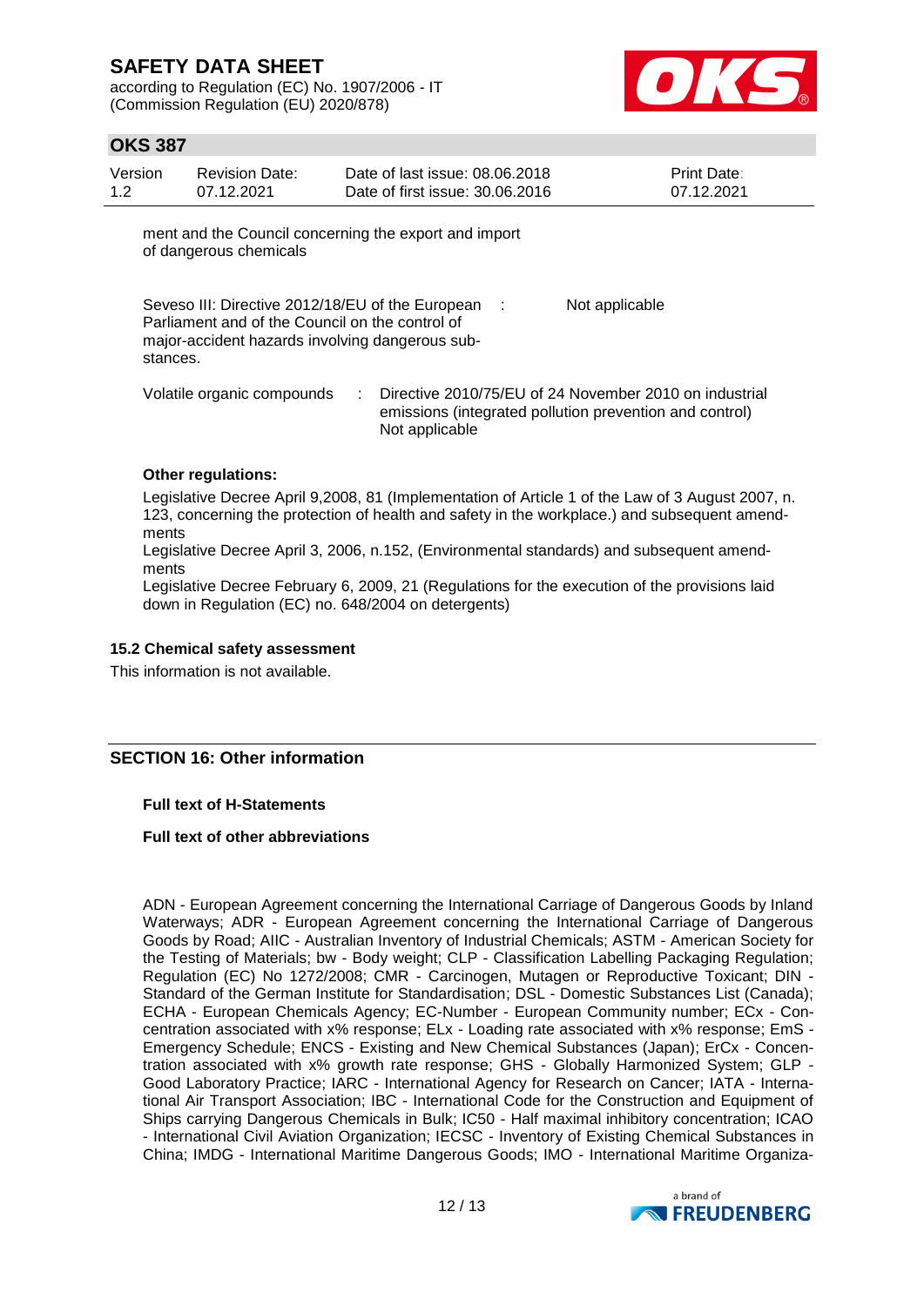ment and the Council concerning the export and import of dangerous chemicals

Seveso III: Directive 2012/18/EU of the European Parliament and of the Council on the control of major-accident hazards involving dangerous substances. : Not applicable

Volatile organic compounds : Directive 2010/75/EU of 24 November 2010 on industrial emissions (integrated pollution prevention and control)
Not applicable

**Other regulations:**

Legislative Decree April 9,2008, 81 (Implementation of Article 1 of the Law of 3 August 2007, n. 123, concerning the protection of health and safety in the workplace.) and subsequent amendments

Legislative Decree April 3, 2006, n.152, (Environmental standards) and subsequent amendments

Legislative Decree February 6, 2009, 21 (Regulations for the execution of the provisions laid down in Regulation (EC) no. 648/2004 on detergents)

### 15.2 Chemical safety assessment

This information is not available.

## SECTION 16: Other information

**Full text of H-Statements**

**Full text of other abbreviations**

ADN - European Agreement concerning the International Carriage of Dangerous Goods by Inland Waterways; ADR - European Agreement concerning the International Carriage of Dangerous Goods by Road; AIIC - Australian Inventory of Industrial Chemicals; ASTM - American Society for the Testing of Materials; bw - Body weight; CLP - Classification Labelling Packaging Regulation; Regulation (EC) No 1272/2008; CMR - Carcinogen, Mutagen or Reproductive Toxicant; DIN - Standard of the German Institute for Standardisation; DSL - Domestic Substances List (Canada); ECHA - European Chemicals Agency; EC-Number - European Community number; ECx - Concentration associated with x% response; ELx - Loading rate associated with x% response; EmS - Emergency Schedule; ENCS - Existing and New Chemical Substances (Japan); ErCx - Concentration associated with x% growth rate response; GHS - Globally Harmonized System; GLP - Good Laboratory Practice; IARC - International Agency for Research on Cancer; IATA - International Air Transport Association; IBC - International Code for the Construction and Equipment of Ships carrying Dangerous Chemicals in Bulk; IC50 - Half maximal inhibitory concentration; ICAO - International Civil Aviation Organization; IECSC - Inventory of Existing Chemical Substances in China; IMDG - International Maritime Dangerous Goods; IMO - International Maritime Organiza-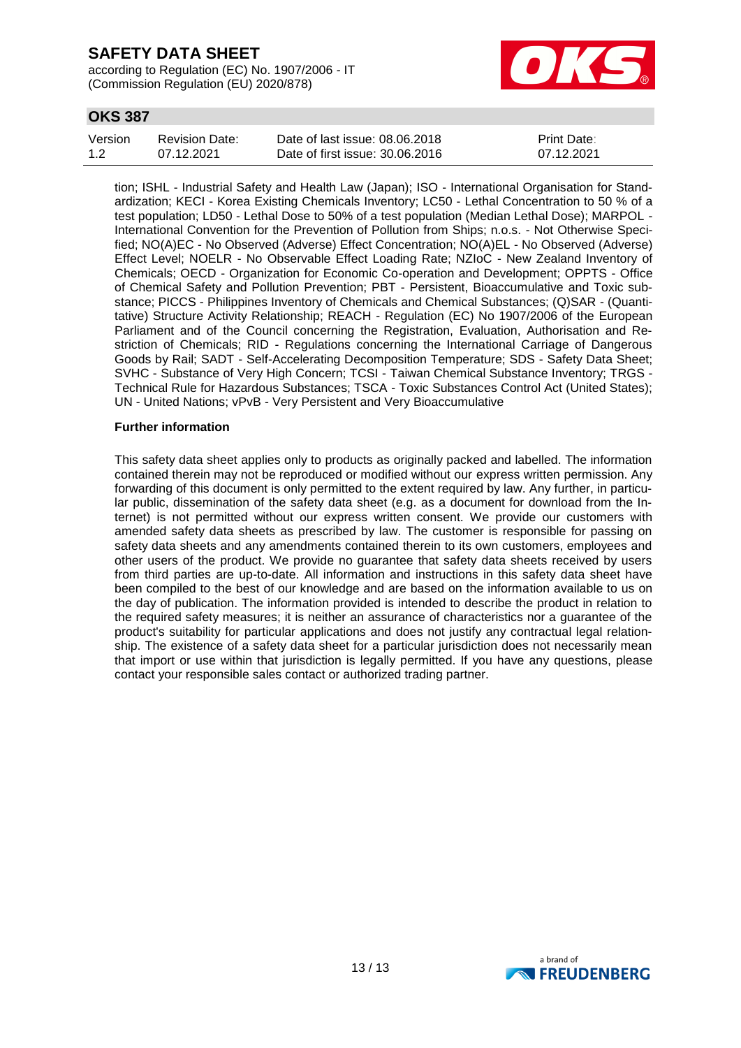tion; ISHL - Industrial Safety and Health Law (Japan); ISO - International Organisation for Standardization; KECI - Korea Existing Chemicals Inventory; LC50 - Lethal Concentration to 50 % of a test population; LD50 - Lethal Dose to 50% of a test population (Median Lethal Dose); MARPOL - International Convention for the Prevention of Pollution from Ships; n.o.s. - Not Otherwise Specified; NO(A)EC - No Observed (Adverse) Effect Concentration; NO(A)EL - No Observed (Adverse) Effect Level; NOELR - No Observable Effect Loading Rate; NZIoC - New Zealand Inventory of Chemicals; OECD - Organization for Economic Co-operation and Development; OPPTS - Office of Chemical Safety and Pollution Prevention; PBT - Persistent, Bioaccumulative and Toxic substance; PICCS - Philippines Inventory of Chemicals and Chemical Substances; (Q)SAR - (Quantitative) Structure Activity Relationship; REACH - Regulation (EC) No 1907/2006 of the European Parliament and of the Council concerning the Registration, Evaluation, Authorisation and Restriction of Chemicals; RID - Regulations concerning the International Carriage of Dangerous Goods by Rail; SADT - Self-Accelerating Decomposition Temperature; SDS - Safety Data Sheet; SVHC - Substance of Very High Concern; TCSI - Taiwan Chemical Substance Inventory; TRGS - Technical Rule for Hazardous Substances; TSCA - Toxic Substances Control Act (United States); UN - United Nations; vPvB - Very Persistent and Very Bioaccumulative

**Further information**

This safety data sheet applies only to products as originally packed and labelled. The information contained therein may not be reproduced or modified without our express written permission. Any forwarding of this document is only permitted to the extent required by law. Any further, in particular public, dissemination of the safety data sheet (e.g. as a document for download from the Internet) is not permitted without our express written consent. We provide our customers with amended safety data sheets as prescribed by law. The customer is responsible for passing on safety data sheets and any amendments contained therein to its own customers, employees and other users of the product. We provide no guarantee that safety data sheets received by users from third parties are up-to-date. All information and instructions in this safety data sheet have been compiled to the best of our knowledge and are based on the information available to us on the day of publication. The information provided is intended to describe the product in relation to the required safety measures; it is neither an assurance of characteristics nor a guarantee of the product's suitability for particular applications and does not justify any contractual legal relationship. The existence of a safety data sheet for a particular jurisdiction does not necessarily mean that import or use within that jurisdiction is legally permitted. If you have any questions, please contact your responsible sales contact or authorized trading partner.